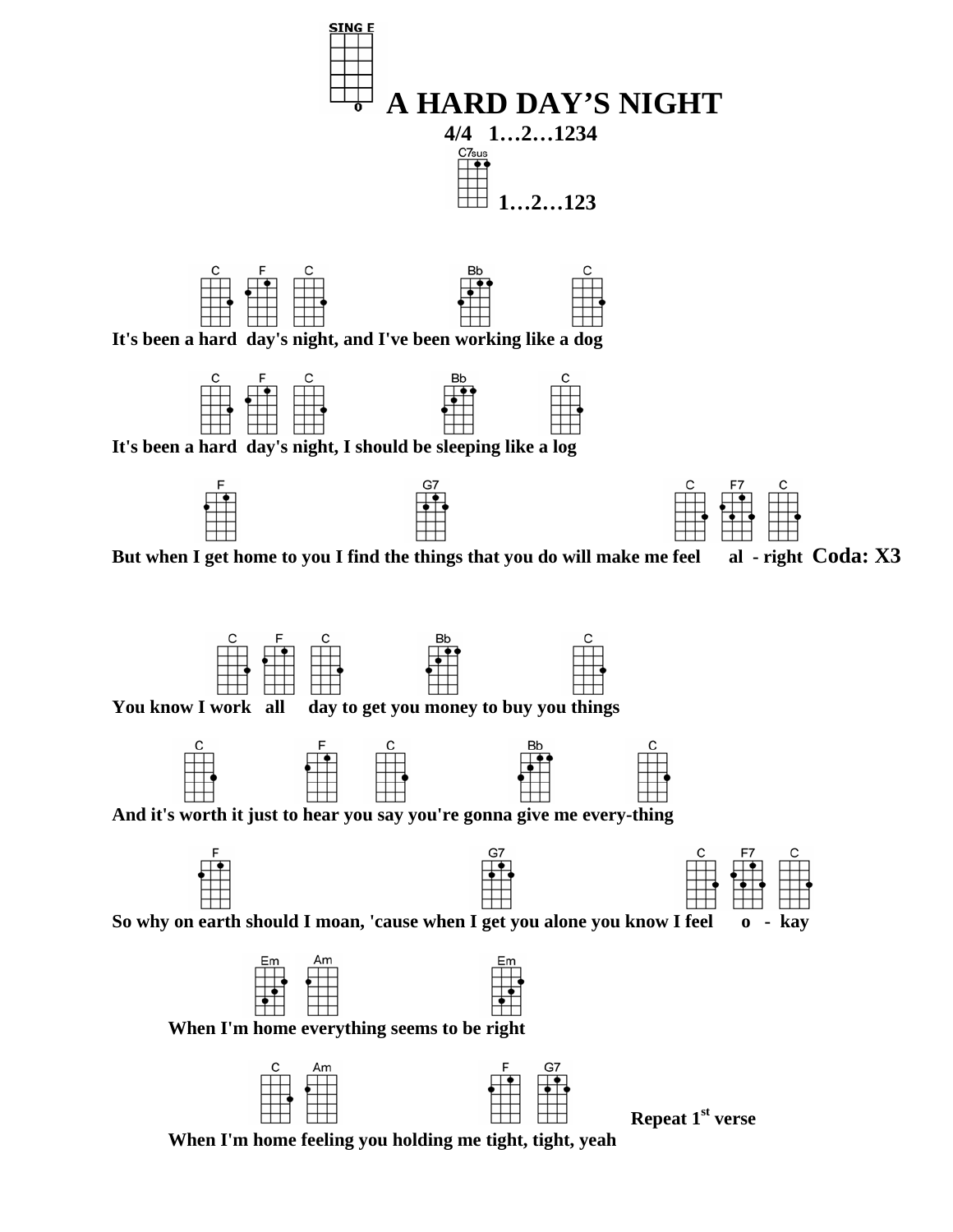SING E

# A HARD DAY'S NIGHT

**4/4 1…2…1234**

C7sus

**1…2…123**

C F C Bb C
**It's been a hard day's night, and I've been working like a dog**

C F C Bb C
**It's been a hard day's night, I should be sleeping like a log**

F G7 C F7 C
**But when I get home to you I find the things that you do will make me feel al - right** **Coda: X3**

C F C Bb C
**You know I work all day to get you money to buy you things**

C F C Bb C
**And it's worth it just to hear you say you're gonna give me every-thing**

F G7 C F7 C
**So why on earth should I moan, 'cause when I get you alone you know I feel o - kay**

Em Am Em
**When I'm home everything seems to be right**

C Am F G7
**When I'm home feeling you holding me tight, tight, yeah** **Repeat 1st verse**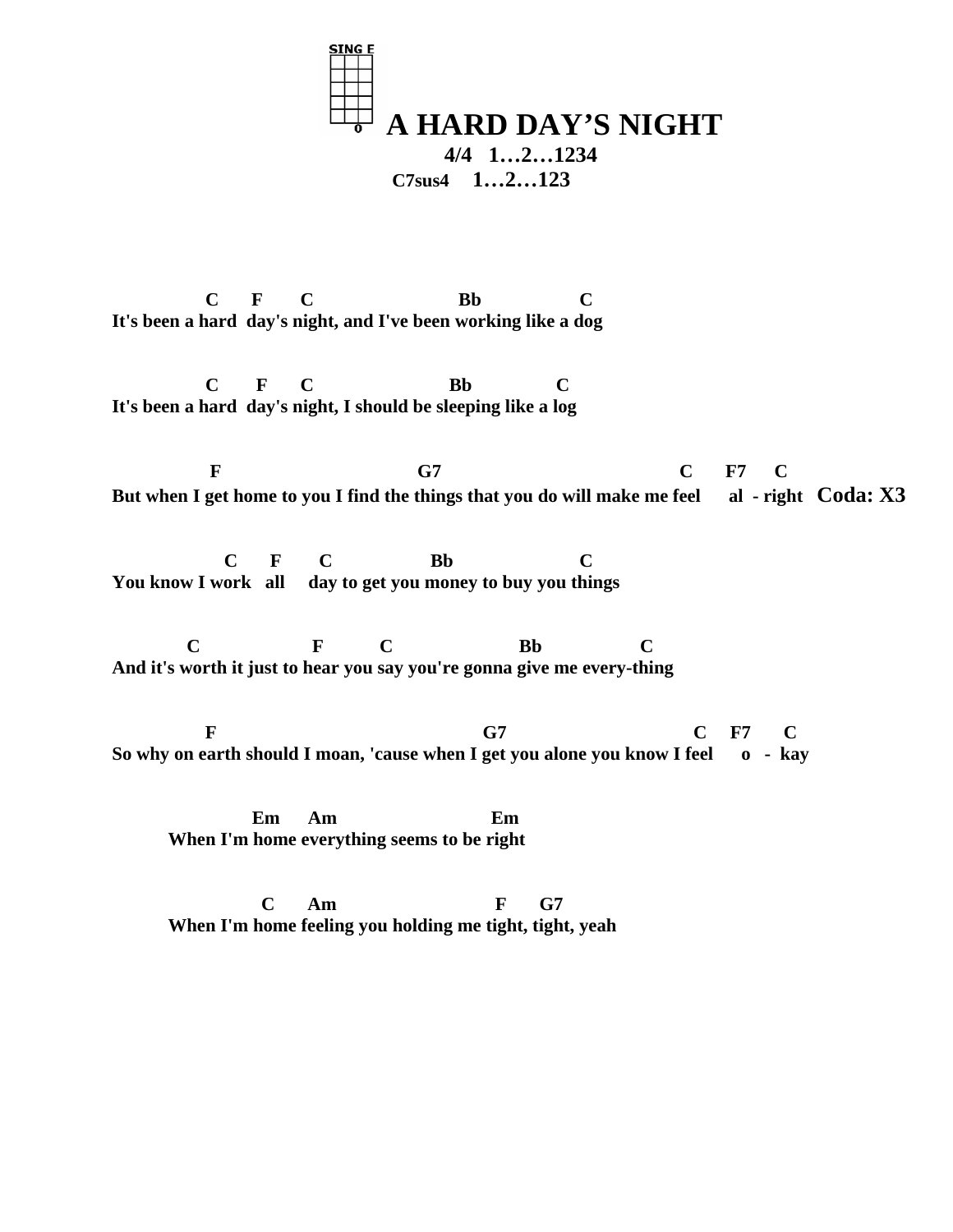SING F

o

# A HARD DAY'S NIGHT

**4/4 1…2…1234**

**C7sus4 1…2…123**

```
             C      F       C                           Bb                  C
It's been a hard  day's night, and I've been working like a dog

             C       F      C                         Bb                C
It's been a hard  day's night, I should be sleeping like a log

              F                                   G7                                          C       F7     C
But when I get home to you I find the things that you do will make me feel      al  - right   Coda: X3

                C      F       C                   Bb                      C
You know I work   all     day to get you money to buy you things

          C                    F          C                        Bb                  C
And it's worth it just to hear you say you're gonna give me every-thing

             F                                              G7                               C     F7      C
So why on earth should I moan, 'cause when I get you alone you know I feel      o   -  kay

                    Em      Am                           Em
        When I'm home everything seems to be right

                     C      Am                           F      G7
        When I'm home feeling you holding me tight, tight, yeah
```